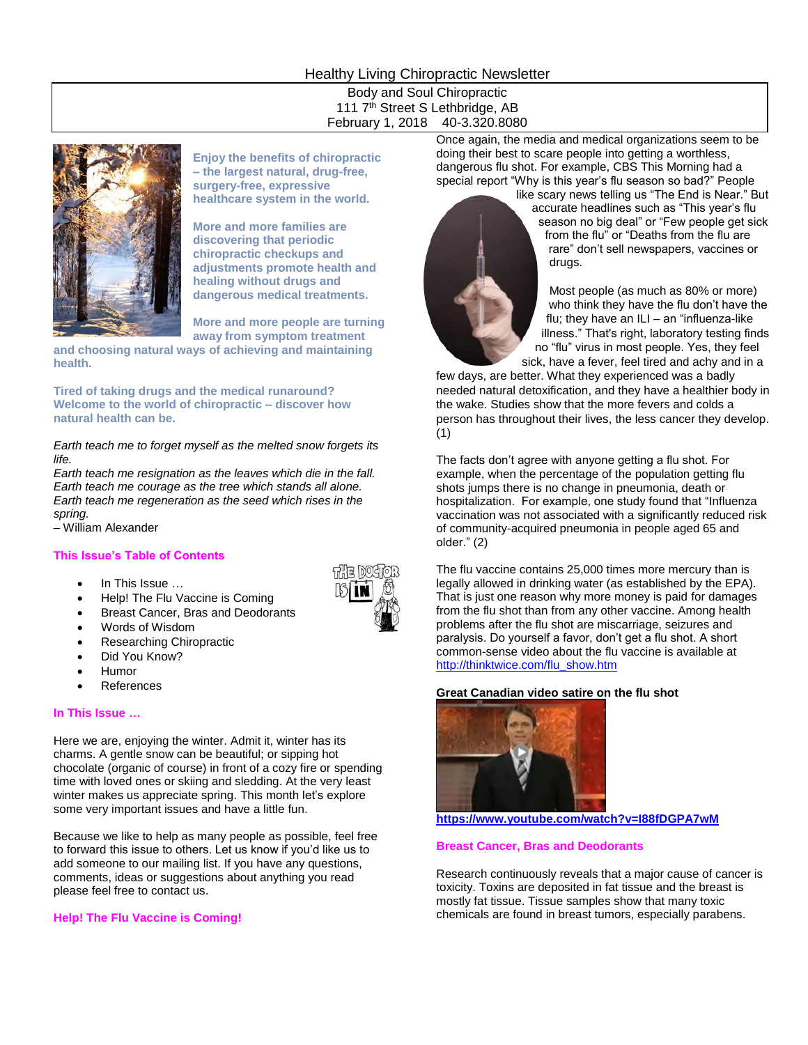# Healthy Living Chiropractic Newsletter

Body and Soul Chiropractic
111 7th Street S Lethbridge, AB
February 1, 2018 40-3.320.8080

**Enjoy the benefits of chiropractic – the largest natural, drug-free, surgery-free, expressive healthcare system in the world.**

**More and more families are discovering that periodic chiropractic checkups and adjustments promote health and healing without drugs and dangerous medical treatments.**

**More and more people are turning away from symptom treatment and choosing natural ways of achieving and maintaining health.**

**Tired of taking drugs and the medical runaround? Welcome to the world of chiropractic – discover how natural health can be.**

*Earth teach me to forget myself as the melted snow forgets its life.*
*Earth teach me resignation as the leaves which die in the fall.*
*Earth teach me courage as the tree which stands all alone.*
*Earth teach me regeneration as the seed which rises in the spring.*
– William Alexander

## This Issue's Table of Contents

- In This Issue …
- Help! The Flu Vaccine is Coming
- Breast Cancer, Bras and Deodorants
- Words of Wisdom
- Researching Chiropractic
- Did You Know?
- Humor
- References

## In This Issue …

Here we are, enjoying the winter. Admit it, winter has its charms. A gentle snow can be beautiful; or sipping hot chocolate (organic of course) in front of a cozy fire or spending time with loved ones or skiing and sledding. At the very least winter makes us appreciate spring. This month let's explore some very important issues and have a little fun.

Because we like to help as many people as possible, feel free to forward this issue to others. Let us know if you'd like us to add someone to our mailing list. If you have any questions, comments, ideas or suggestions about anything you read please feel free to contact us.

## Help! The Flu Vaccine is Coming!

Once again, the media and medical organizations seem to be doing their best to scare people into getting a worthless, dangerous flu shot. For example, CBS This Morning had a special report "Why is this year's flu season so bad?" People like scary news telling us "The End is Near." But accurate headlines such as "This year's flu season no big deal" or "Few people get sick from the flu" or "Deaths from the flu are rare" don't sell newspapers, vaccines or drugs.

Most people (as much as 80% or more) who think they have the flu don't have the flu; they have an ILI – an "influenza-like illness." That's right, laboratory testing finds no "flu" virus in most people. Yes, they feel sick, have a fever, feel tired and achy and in a few days, are better. What they experienced was a badly needed natural detoxification, and they have a healthier body in the wake. Studies show that the more fevers and colds a person has throughout their lives, the less cancer they develop. (1)

The facts don't agree with anyone getting a flu shot. For example, when the percentage of the population getting flu shots jumps there is no change in pneumonia, death or hospitalization. For example, one study found that "Influenza vaccination was not associated with a significantly reduced risk of community-acquired pneumonia in people aged 65 and older." (2)

The flu vaccine contains 25,000 times more mercury than is legally allowed in drinking water (as established by the EPA). That is just one reason why more money is paid for damages from the flu shot than from any other vaccine. Among health problems after the flu shot are miscarriage, seizures and paralysis. Do yourself a favor, don't get a flu shot. A short common-sense video about the flu vaccine is available at http://thinktwice.com/flu_show.htm

**Great Canadian video satire on the flu shot**

**https://www.youtube.com/watch?v=I88fDGPA7wM**

## Breast Cancer, Bras and Deodorants

Research continuously reveals that a major cause of cancer is toxicity. Toxins are deposited in fat tissue and the breast is mostly fat tissue. Tissue samples show that many toxic chemicals are found in breast tumors, especially parabens.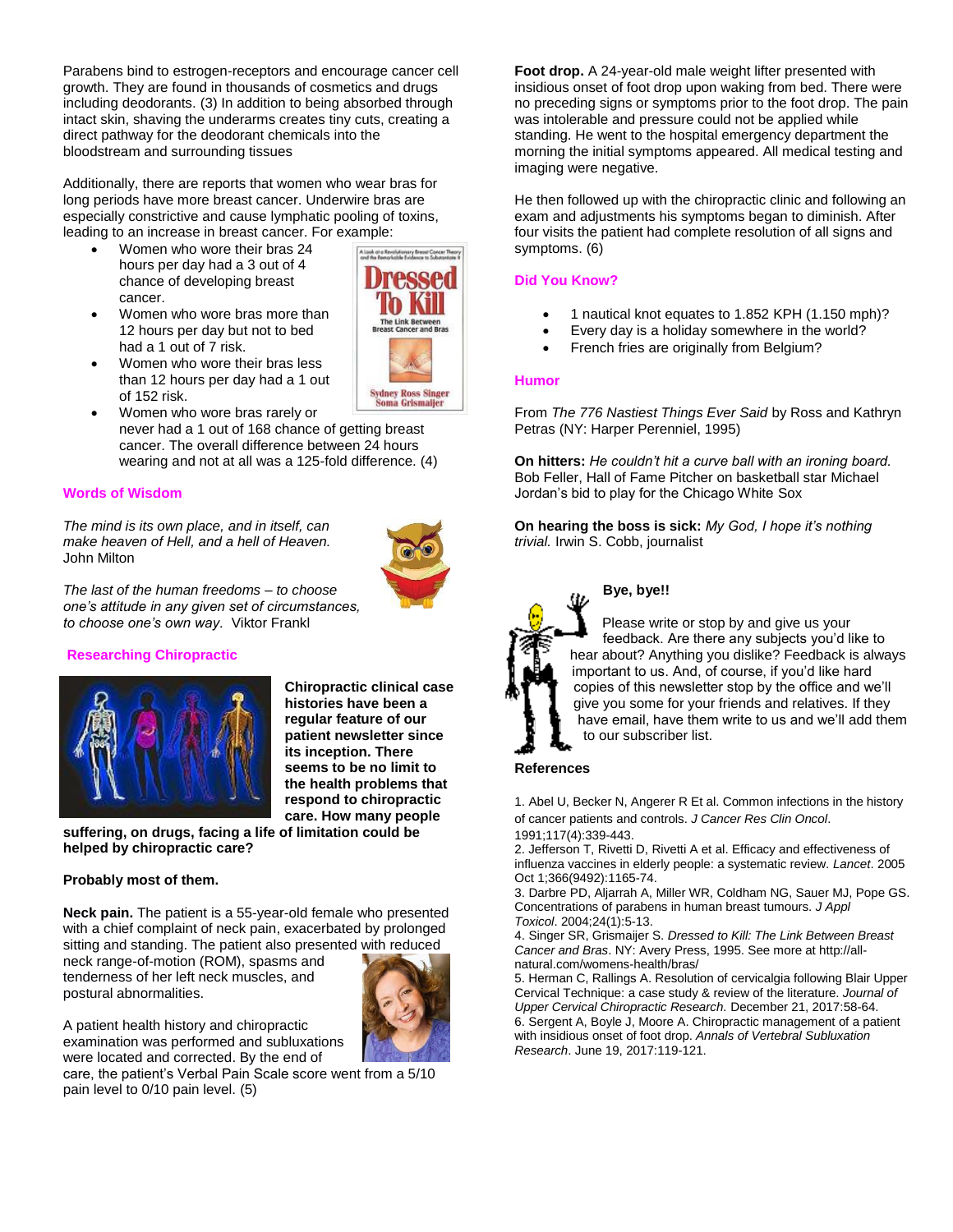Parabens bind to estrogen-receptors and encourage cancer cell growth. They are found in thousands of cosmetics and drugs including deodorants. (3) In addition to being absorbed through intact skin, shaving the underarms creates tiny cuts, creating a direct pathway for the deodorant chemicals into the bloodstream and surrounding tissues

Additionally, there are reports that women who wear bras for long periods have more breast cancer. Underwire bras are especially constrictive and cause lymphatic pooling of toxins, leading to an increase in breast cancer. For example:

- Women who wore their bras 24 hours per day had a 3 out of 4 chance of developing breast cancer.
- Women who wore bras more than 12 hours per day but not to bed had a 1 out of 7 risk.
- Women who wore their bras less than 12 hours per day had a 1 out of 152 risk.
- Women who wore bras rarely or never had a 1 out of 168 chance of getting breast cancer. The overall difference between 24 hours wearing and not at all was a 125-fold difference. (4)

## Words of Wisdom

*The mind is its own place, and in itself, can make heaven of Hell, and a hell of Heaven.* John Milton

*The last of the human freedoms – to choose one's attitude in any given set of circumstances, to choose one's own way.* Viktor Frankl

## Researching Chiropractic

**Chiropractic clinical case histories have been a regular feature of our patient newsletter since its inception. There seems to be no limit to the health problems that respond to chiropractic care. How many people suffering, on drugs, facing a life of limitation could be helped by chiropractic care?**

**Probably most of them.**

**Neck pain.** The patient is a 55-year-old female who presented with a chief complaint of neck pain, exacerbated by prolonged sitting and standing. The patient also presented with reduced neck range-of-motion (ROM), spasms and tenderness of her left neck muscles, and postural abnormalities.

A patient health history and chiropractic examination was performed and subluxations were located and corrected. By the end of care, the patient's Verbal Pain Scale score went from a 5/10 pain level to 0/10 pain level. (5)

**Foot drop.** A 24-year-old male weight lifter presented with insidious onset of foot drop upon waking from bed. There were no preceding signs or symptoms prior to the foot drop. The pain was intolerable and pressure could not be applied while standing. He went to the hospital emergency department the morning the initial symptoms appeared. All medical testing and imaging were negative.

He then followed up with the chiropractic clinic and following an exam and adjustments his symptoms began to diminish. After four visits the patient had complete resolution of all signs and symptoms. (6)

## Did You Know?

- 1 nautical knot equates to 1.852 KPH (1.150 mph)?
- Every day is a holiday somewhere in the world?
- French fries are originally from Belgium?

## Humor

From *The 776 Nastiest Things Ever Said* by Ross and Kathryn Petras (NY: Harper Perenniel, 1995)

**On hitters:** *He couldn't hit a curve ball with an ironing board.* Bob Feller, Hall of Fame Pitcher on basketball star Michael Jordan's bid to play for the Chicago White Sox

**On hearing the boss is sick:** *My God, I hope it's nothing trivial.* Irwin S. Cobb, journalist

**Bye, bye!!**

Please write or stop by and give us your feedback. Are there any subjects you'd like to hear about? Anything you dislike? Feedback is always important to us. And, of course, if you'd like hard copies of this newsletter stop by the office and we'll give you some for your friends and relatives. If they have email, have them write to us and we'll add them to our subscriber list.

## References

1. Abel U, Becker N, Angerer R Et al. Common infections in the history of cancer patients and controls. *J Cancer Res Clin Oncol*. 1991;117(4):339-443.
2. Jefferson T, Rivetti D, Rivetti A et al. Efficacy and effectiveness of influenza vaccines in elderly people: a systematic review. *Lancet*. 2005 Oct 1;366(9492):1165-74.
3. Darbre PD, Aljarrah A, Miller WR, Coldham NG, Sauer MJ, Pope GS. Concentrations of parabens in human breast tumours. *J Appl Toxicol*. 2004;24(1):5-13.
4. Singer SR, Grismaijer S. *Dressed to Kill: The Link Between Breast Cancer and Bras*. NY: Avery Press, 1995. See more at http://all-natural.com/womens-health/bras/
5. Herman C, Rallings A. Resolution of cervicalgia following Blair Upper Cervical Technique: a case study & review of the literature. *Journal of Upper Cervical Chiropractic Research.* December 21, 2017:58-64.
6. Sergent A, Boyle J, Moore A. Chiropractic management of a patient with insidious onset of foot drop. *Annals of Vertebral Subluxation Research*. June 19, 2017:119-121.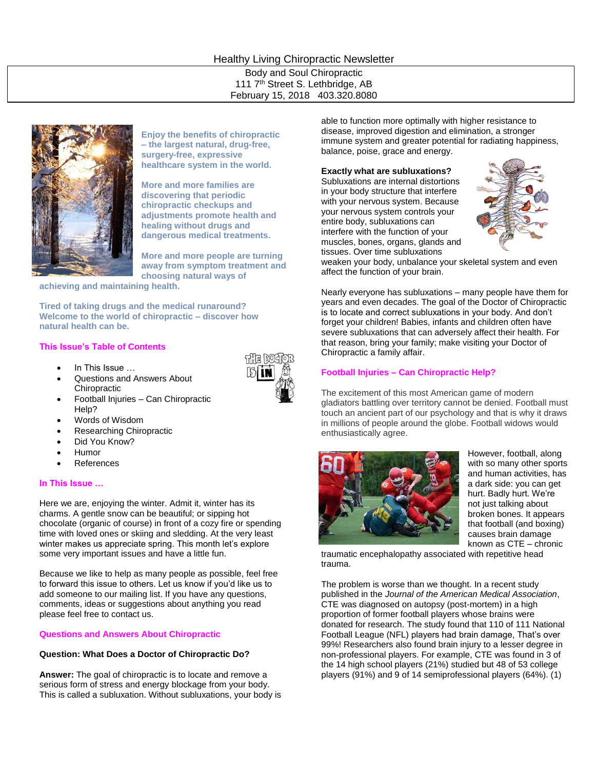# Healthy Living Chiropractic Newsletter

Body and Soul Chiropractic
111 7th Street S. Lethbridge, AB
February 15, 2018 403.320.8080

**Enjoy the benefits of chiropractic – the largest natural, drug-free, surgery-free, expressive healthcare system in the world.**

**More and more families are discovering that periodic chiropractic checkups and adjustments promote health and healing without drugs and dangerous medical treatments.**

**More and more people are turning away from symptom treatment and choosing natural ways of achieving and maintaining health.**

**Tired of taking drugs and the medical runaround? Welcome to the world of chiropractic – discover how natural health can be.**

## This Issue's Table of Contents

- In This Issue …
- Questions and Answers About Chiropractic
- Football Injuries – Can Chiropractic Help?
- Words of Wisdom
- Researching Chiropractic
- Did You Know?
- Humor
- References

## In This Issue …

Here we are, enjoying the winter. Admit it, winter has its charms. A gentle snow can be beautiful; or sipping hot chocolate (organic of course) in front of a cozy fire or spending time with loved ones or skiing and sledding. At the very least winter makes us appreciate spring. This month let's explore some very important issues and have a little fun.

Because we like to help as many people as possible, feel free to forward this issue to others. Let us know if you'd like us to add someone to our mailing list. If you have any questions, comments, ideas or suggestions about anything you read please feel free to contact us.

## Questions and Answers About Chiropractic

**Question: What Does a Doctor of Chiropractic Do?**

**Answer:** The goal of chiropractic is to locate and remove a serious form of stress and energy blockage from your body. This is called a subluxation. Without subluxations, your body is able to function more optimally with higher resistance to disease, improved digestion and elimination, a stronger immune system and greater potential for radiating happiness, balance, poise, grace and energy.

**Exactly what are subluxations?**
Subluxations are internal distortions in your body structure that interfere with your nervous system. Because your nervous system controls your entire body, subluxations can interfere with the function of your muscles, bones, organs, glands and tissues. Over time subluxations weaken your body, unbalance your skeletal system and even affect the function of your brain.

Nearly everyone has subluxations – many people have them for years and even decades. The goal of the Doctor of Chiropractic is to locate and correct subluxations in your body. And don't forget your children! Babies, infants and children often have severe subluxations that can adversely affect their health. For that reason, bring your family; make visiting your Doctor of Chiropractic a family affair.

## Football Injuries – Can Chiropractic Help?

The excitement of this most American game of modern gladiators battling over territory cannot be denied. Football must touch an ancient part of our psychology and that is why it draws in millions of people around the globe. Football widows would enthusiastically agree.

However, football, along with so many other sports and human activities, has a dark side: you can get hurt. Badly hurt. We're not just talking about broken bones. It appears that football (and boxing) causes brain damage known as CTE – chronic traumatic encephalopathy associated with repetitive head trauma.

The problem is worse than we thought. In a recent study published in the *Journal of the American Medical Association*, CTE was diagnosed on autopsy (post-mortem) in a high proportion of former football players whose brains were donated for research. The study found that 110 of 111 National Football League (NFL) players had brain damage, That's over 99%! Researchers also found brain injury to a lesser degree in non-professional players. For example, CTE was found in 3 of the 14 high school players (21%) studied but 48 of 53 college players (91%) and 9 of 14 semiprofessional players (64%). (1)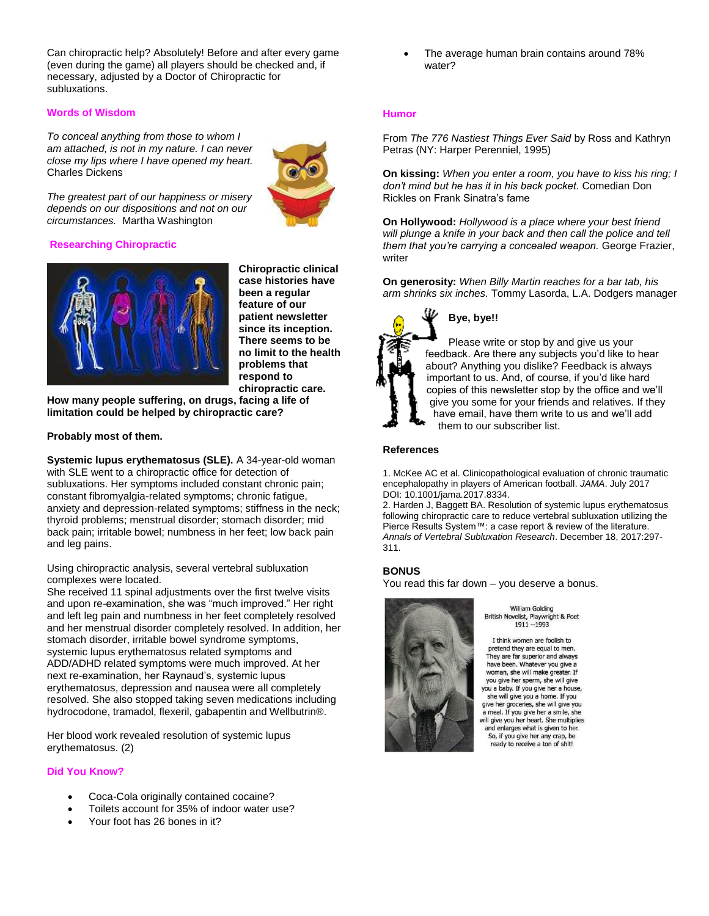Can chiropractic help? Absolutely! Before and after every game (even during the game) all players should be checked and, if necessary, adjusted by a Doctor of Chiropractic for subluxations.

## Words of Wisdom

*To conceal anything from those to whom I am attached, is not in my nature. I can never close my lips where I have opened my heart.* Charles Dickens

*The greatest part of our happiness or misery depends on our dispositions and not on our circumstances.* Martha Washington

## Researching Chiropractic

**Chiropractic clinical case histories have been a regular feature of our patient newsletter since its inception. There seems to be no limit to the health problems that respond to chiropractic care. How many people suffering, on drugs, facing a life of limitation could be helped by chiropractic care?**

**Probably most of them.**

**Systemic lupus erythematosus (SLE).** A 34-year-old woman with SLE went to a chiropractic office for detection of subluxations. Her symptoms included constant chronic pain; constant fibromyalgia-related symptoms; chronic fatigue, anxiety and depression-related symptoms; stiffness in the neck; thyroid problems; menstrual disorder; stomach disorder; mid back pain; irritable bowel; numbness in her feet; low back pain and leg pains.

Using chiropractic analysis, several vertebral subluxation complexes were located.
She received 11 spinal adjustments over the first twelve visits and upon re-examination, she was "much improved." Her right and left leg pain and numbness in her feet completely resolved and her menstrual disorder completely resolved. In addition, her stomach disorder, irritable bowel syndrome symptoms, systemic lupus erythematosus related symptoms and ADD/ADHD related symptoms were much improved. At her next re-examination, her Raynaud's, systemic lupus erythematosus, depression and nausea were all completely resolved. She also stopped taking seven medications including hydrocodone, tramadol, flexeril, gabapentin and Wellbutrin®.

Her blood work revealed resolution of systemic lupus erythematosus. (2)

## Did You Know?

- Coca-Cola originally contained cocaine?
- Toilets account for 35% of indoor water use?
- Your foot has 26 bones in it?
- The average human brain contains around 78% water?

## Humor

From *The 776 Nastiest Things Ever Said* by Ross and Kathryn Petras (NY: Harper Perenniel, 1995)

**On kissing:** *When you enter a room, you have to kiss his ring; I don't mind but he has it in his back pocket.* Comedian Don Rickles on Frank Sinatra's fame

**On Hollywood:** *Hollywood is a place where your best friend will plunge a knife in your back and then call the police and tell them that you're carrying a concealed weapon.* George Frazier, writer

**On generosity:** *When Billy Martin reaches for a bar tab, his arm shrinks six inches.* Tommy Lasorda, L.A. Dodgers manager

**Bye, bye!!**

Please write or stop by and give us your feedback. Are there any subjects you'd like to hear about? Anything you dislike? Feedback is always important to us. And, of course, if you'd like hard copies of this newsletter stop by the office and we'll give you some for your friends and relatives. If they have email, have them write to us and we'll add them to our subscriber list.

## References

1. McKee AC et al. Clinicopathological evaluation of chronic traumatic encephalopathy in players of American football. *JAMA*. July 2017 DOI: 10.1001/jama.2017.8334.
2. Harden J, Baggett BA. Resolution of systemic lupus erythematosus following chiropractic care to reduce vertebral subluxation utilizing the Pierce Results System™: a case report & review of the literature. *Annals of Vertebral Subluxation Research*. December 18, 2017:297-311.

## BONUS

You read this far down – you deserve a bonus.

William Golding
British Novelist, Playwright & Poet
1911 --1993

I think women are foolish to pretend they are equal to men. They are far superior and always have been. Whatever you give a woman, she will make greater. If you give her sperm, she will give you a baby. If you give her a house, she will give you a home. If you give her groceries, she will give you a meal. If you give her a smile, she will give you her heart. She multiplies and enlarges what is given to her. So, if you give her any crap, be ready to receive a ton of shit!